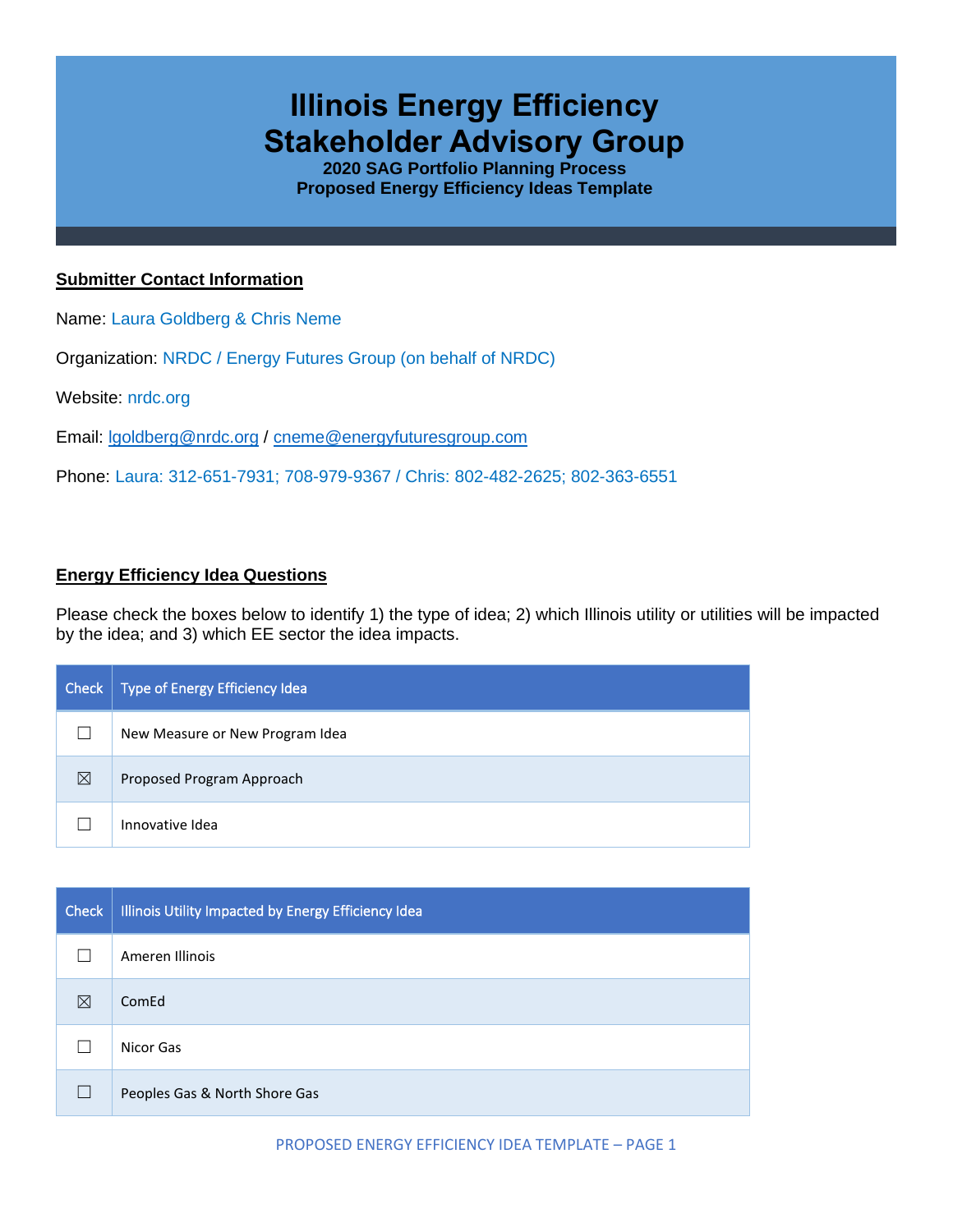# Illinois Energy Efficiency Stakeholder Advisory Group

### 2020 SAG Portfolio Planning Process
### Proposed Energy Efficiency Ideas Template

**Submitter Contact Information**

Name: Laura Goldberg & Chris Neme

Organization: NRDC / Energy Futures Group (on behalf of NRDC)

Website: nrdc.org

Email: lgoldberg@nrdc.org / cneme@energyfuturesgroup.com

Phone: Laura: 312-651-7931; 708-979-9367 / Chris: 802-482-2625; 802-363-6551

**Energy Efficiency Idea Questions**

Please check the boxes below to identify 1) the type of idea; 2) which Illinois utility or utilities will be impacted by the idea; and 3) which EE sector the idea impacts.

| Check | Type of Energy Efficiency Idea |
|---|---|
| ☐ | New Measure or New Program Idea |
| ☒ | Proposed Program Approach |
| ☐ | Innovative Idea |

| Check | Illinois Utility Impacted by Energy Efficiency Idea |
|---|---|
| ☐ | Ameren Illinois |
| ☒ | ComEd |
| ☐ | Nicor Gas |
| ☐ | Peoples Gas & North Shore Gas |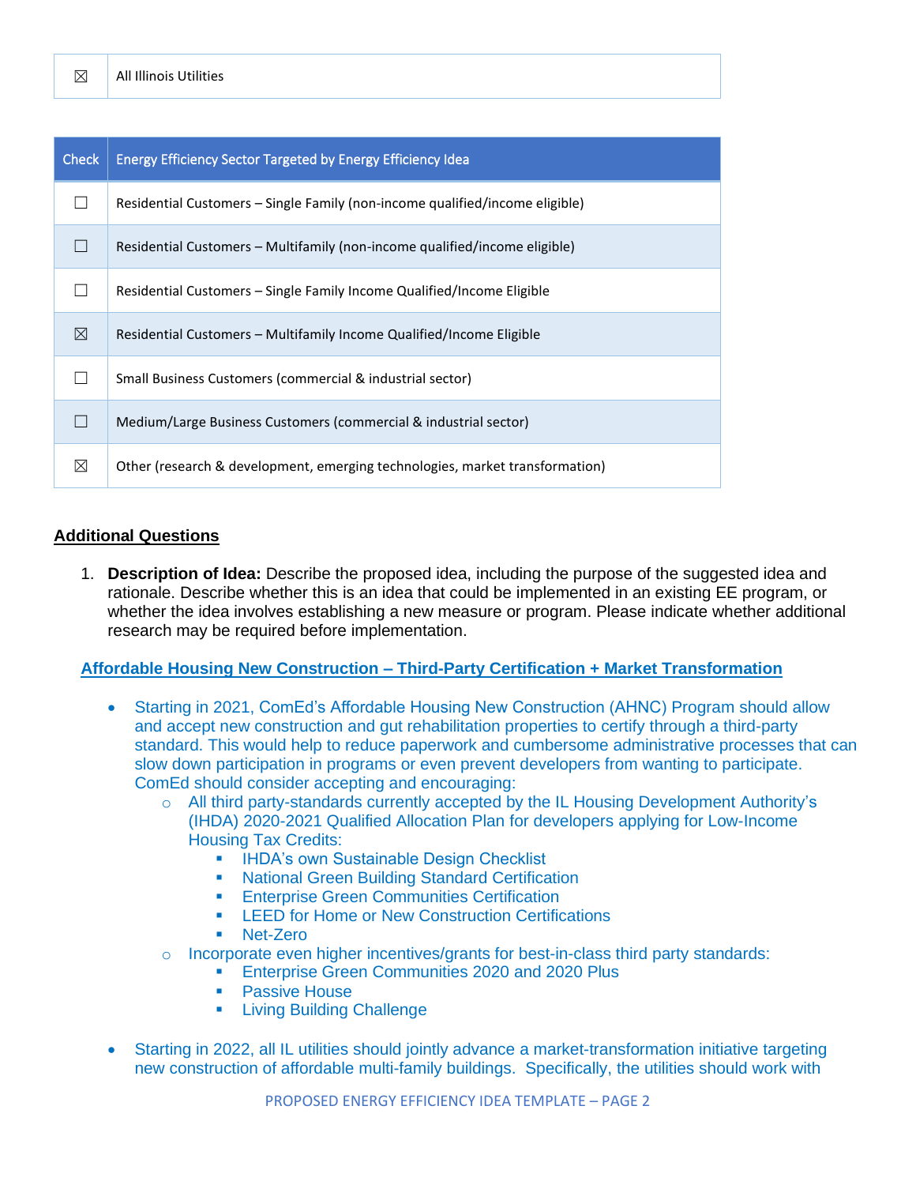| ☒ | All Illinois Utilities |
|---|---|

| Check | Energy Efficiency Sector Targeted by Energy Efficiency Idea |
|---|---|
| ☐ | Residential Customers – Single Family (non-income qualified/income eligible) |
| ☐ | Residential Customers – Multifamily (non-income qualified/income eligible) |
| ☐ | Residential Customers – Single Family Income Qualified/Income Eligible |
| ☒ | Residential Customers – Multifamily Income Qualified/Income Eligible |
| ☐ | Small Business Customers (commercial & industrial sector) |
| ☐ | Medium/Large Business Customers (commercial & industrial sector) |
| ☒ | Other (research & development, emerging technologies, market transformation) |

## Additional Questions

1. **Description of Idea:** Describe the proposed idea, including the purpose of the suggested idea and rationale. Describe whether this is an idea that could be implemented in an existing EE program, or whether the idea involves establishing a new measure or program. Please indicate whether additional research may be required before implementation.

**Affordable Housing New Construction – Third-Party Certification + Market Transformation**

- Starting in 2021, ComEd's Affordable Housing New Construction (AHNC) Program should allow and accept new construction and gut rehabilitation properties to certify through a third-party standard. This would help to reduce paperwork and cumbersome administrative processes that can slow down participation in programs or even prevent developers from wanting to participate. ComEd should consider accepting and encouraging:
  - All third party-standards currently accepted by the IL Housing Development Authority's (IHDA) 2020-2021 Qualified Allocation Plan for developers applying for Low-Income Housing Tax Credits:
    - IHDA's own Sustainable Design Checklist
    - National Green Building Standard Certification
    - Enterprise Green Communities Certification
    - LEED for Home or New Construction Certifications
    - Net-Zero
  - Incorporate even higher incentives/grants for best-in-class third party standards:
    - Enterprise Green Communities 2020 and 2020 Plus
    - Passive House
    - Living Building Challenge

- Starting in 2022, all IL utilities should jointly advance a market-transformation initiative targeting new construction of affordable multi-family buildings. Specifically, the utilities should work with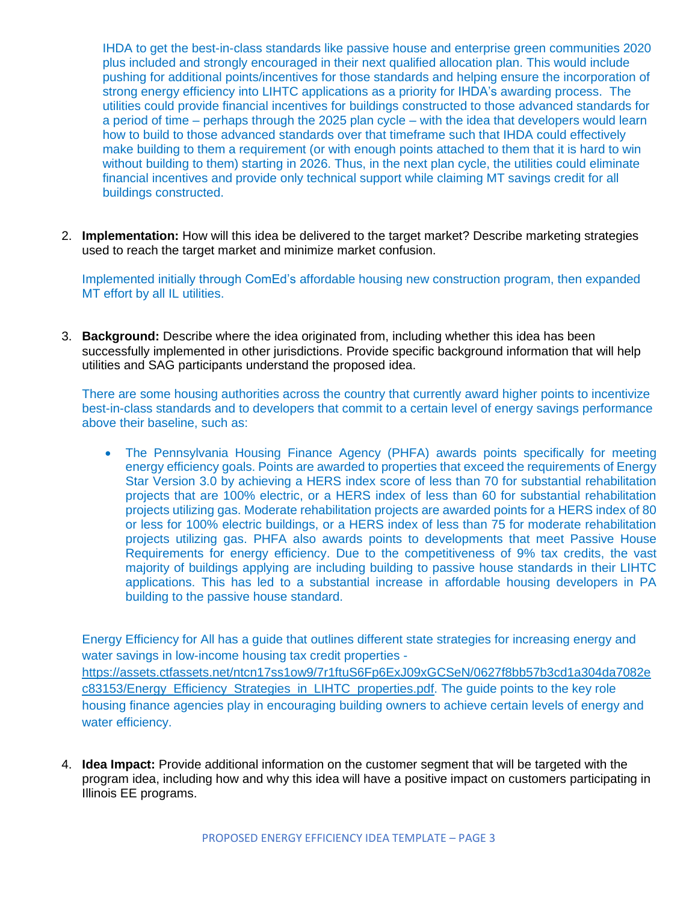IHDA to get the best-in-class standards like passive house and enterprise green communities 2020 plus included and strongly encouraged in their next qualified allocation plan. This would include pushing for additional points/incentives for those standards and helping ensure the incorporation of strong energy efficiency into LIHTC applications as a priority for IHDA's awarding process. The utilities could provide financial incentives for buildings constructed to those advanced standards for a period of time – perhaps through the 2025 plan cycle – with the idea that developers would learn how to build to those advanced standards over that timeframe such that IHDA could effectively make building to them a requirement (or with enough points attached to them that it is hard to win without building to them) starting in 2026. Thus, in the next plan cycle, the utilities could eliminate financial incentives and provide only technical support while claiming MT savings credit for all buildings constructed.

2. **Implementation:** How will this idea be delivered to the target market? Describe marketing strategies used to reach the target market and minimize market confusion.

   Implemented initially through ComEd's affordable housing new construction program, then expanded MT effort by all IL utilities.

3. **Background:** Describe where the idea originated from, including whether this idea has been successfully implemented in other jurisdictions. Provide specific background information that will help utilities and SAG participants understand the proposed idea.

   There are some housing authorities across the country that currently award higher points to incentivize best-in-class standards and to developers that commit to a certain level of energy savings performance above their baseline, such as:

   - The Pennsylvania Housing Finance Agency (PHFA) awards points specifically for meeting energy efficiency goals. Points are awarded to properties that exceed the requirements of Energy Star Version 3.0 by achieving a HERS index score of less than 70 for substantial rehabilitation projects that are 100% electric, or a HERS index of less than 60 for substantial rehabilitation projects utilizing gas. Moderate rehabilitation projects are awarded points for a HERS index of 80 or less for 100% electric buildings, or a HERS index of less than 75 for moderate rehabilitation projects utilizing gas. PHFA also awards points to developments that meet Passive House Requirements for energy efficiency. Due to the competitiveness of 9% tax credits, the vast majority of buildings applying are including building to passive house standards in their LIHTC applications. This has led to a substantial increase in affordable housing developers in PA building to the passive house standard.

   Energy Efficiency for All has a guide that outlines different state strategies for increasing energy and water savings in low-income housing tax credit properties - https://assets.ctfassets.net/ntcn17ss1ow9/7r1ftuS6Fp6ExJ09xGCSeN/0627f8bb57b3cd1a304da7082ec83153/Energy_Efficiency_Strategies_in_LIHTC_properties.pdf. The guide points to the key role housing finance agencies play in encouraging building owners to achieve certain levels of energy and water efficiency.

4. **Idea Impact:** Provide additional information on the customer segment that will be targeted with the program idea, including how and why this idea will have a positive impact on customers participating in Illinois EE programs.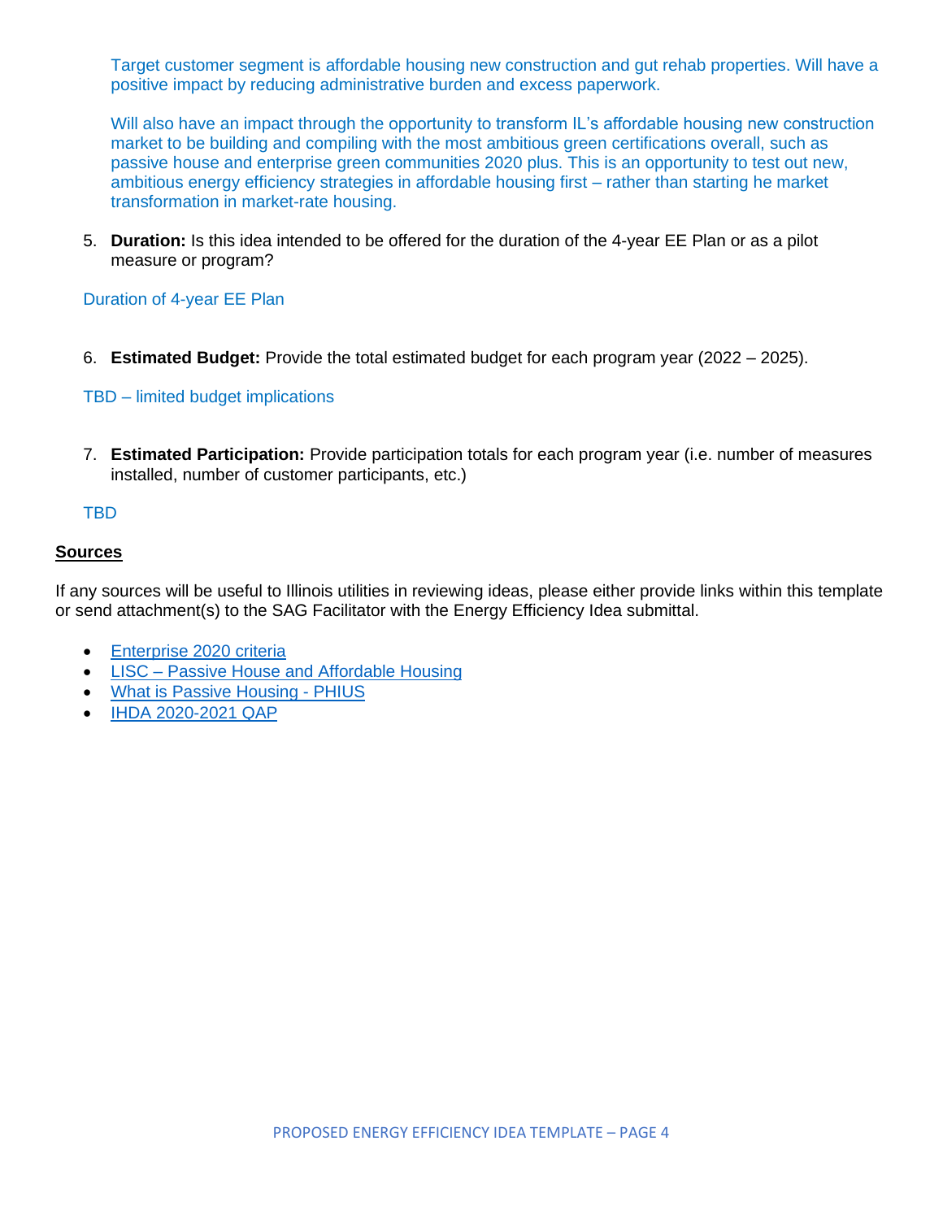Target customer segment is affordable housing new construction and gut rehab properties. Will have a positive impact by reducing administrative burden and excess paperwork.

Will also have an impact through the opportunity to transform IL's affordable housing new construction market to be building and compiling with the most ambitious green certifications overall, such as passive house and enterprise green communities 2020 plus. This is an opportunity to test out new, ambitious energy efficiency strategies in affordable housing first – rather than starting he market transformation in market-rate housing.

5. **Duration:** Is this idea intended to be offered for the duration of the 4-year EE Plan or as a pilot measure or program?

Duration of 4-year EE Plan

6. **Estimated Budget:** Provide the total estimated budget for each program year (2022 – 2025).

TBD – limited budget implications

7. **Estimated Participation:** Provide participation totals for each program year (i.e. number of measures installed, number of customer participants, etc.)

TBD

## Sources

If any sources will be useful to Illinois utilities in reviewing ideas, please either provide links within this template or send attachment(s) to the SAG Facilitator with the Energy Efficiency Idea submittal.

- Enterprise 2020 criteria
- LISC – Passive House and Affordable Housing
- What is Passive Housing - PHIUS
- IHDA 2020-2021 QAP